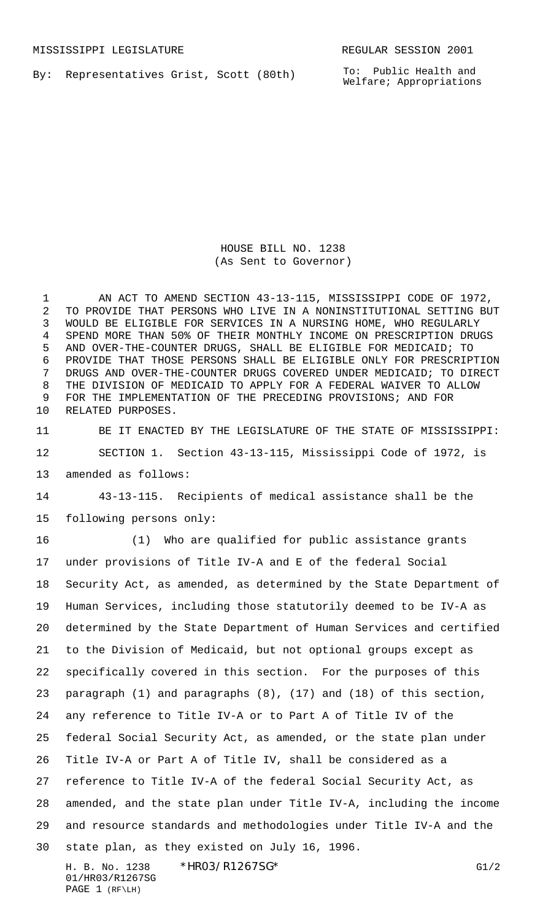MISSISSIPPI LEGISLATURE REGULAR SESSION 2001

By: Representatives Grist, Scott (80th)

To: Public Health and Welfare; Appropriations

# HOUSE BILL NO. 1238
(As Sent to Governor)

AN ACT TO AMEND SECTION 43-13-115, MISSISSIPPI CODE OF 1972, TO PROVIDE THAT PERSONS WHO LIVE IN A NONINSTITUTIONAL SETTING BUT WOULD BE ELIGIBLE FOR SERVICES IN A NURSING HOME, WHO REGULARLY SPEND MORE THAN 50% OF THEIR MONTHLY INCOME ON PRESCRIPTION DRUGS AND OVER-THE-COUNTER DRUGS, SHALL BE ELIGIBLE FOR MEDICAID; TO PROVIDE THAT THOSE PERSONS SHALL BE ELIGIBLE ONLY FOR PRESCRIPTION DRUGS AND OVER-THE-COUNTER DRUGS COVERED UNDER MEDICAID; TO DIRECT THE DIVISION OF MEDICAID TO APPLY FOR A FEDERAL WAIVER TO ALLOW FOR THE IMPLEMENTATION OF THE PRECEDING PROVISIONS; AND FOR RELATED PURPOSES.

BE IT ENACTED BY THE LEGISLATURE OF THE STATE OF MISSISSIPPI:

SECTION 1. Section 43-13-115, Mississippi Code of 1972, is amended as follows:

43-13-115. Recipients of medical assistance shall be the following persons only:

(1) Who are qualified for public assistance grants under provisions of Title IV-A and E of the federal Social Security Act, as amended, as determined by the State Department of Human Services, including those statutorily deemed to be IV-A as determined by the State Department of Human Services and certified to the Division of Medicaid, but not optional groups except as specifically covered in this section. For the purposes of this paragraph (1) and paragraphs (8), (17) and (18) of this section, any reference to Title IV-A or to Part A of Title IV of the federal Social Security Act, as amended, or the state plan under Title IV-A or Part A of Title IV, shall be considered as a reference to Title IV-A of the federal Social Security Act, as amended, and the state plan under Title IV-A, including the income and resource standards and methodologies under Title IV-A and the state plan, as they existed on July 16, 1996.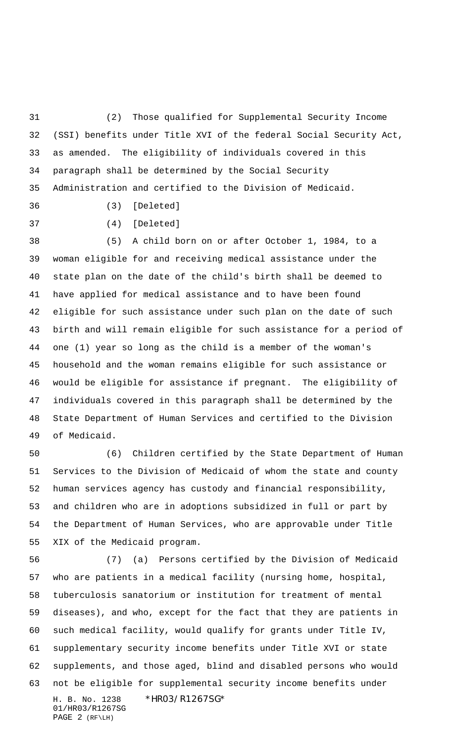(2) Those qualified for Supplemental Security Income (SSI) benefits under Title XVI of the federal Social Security Act, as amended. The eligibility of individuals covered in this paragraph shall be determined by the Social Security Administration and certified to the Division of Medicaid.

(3) [Deleted]

(4) [Deleted]

(5) A child born on or after October 1, 1984, to a woman eligible for and receiving medical assistance under the state plan on the date of the child's birth shall be deemed to have applied for medical assistance and to have been found eligible for such assistance under such plan on the date of such birth and will remain eligible for such assistance for a period of one (1) year so long as the child is a member of the woman's household and the woman remains eligible for such assistance or would be eligible for assistance if pregnant. The eligibility of individuals covered in this paragraph shall be determined by the State Department of Human Services and certified to the Division of Medicaid.

(6) Children certified by the State Department of Human Services to the Division of Medicaid of whom the state and county human services agency has custody and financial responsibility, and children who are in adoptions subsidized in full or part by the Department of Human Services, who are approvable under Title XIX of the Medicaid program.

(7) (a) Persons certified by the Division of Medicaid who are patients in a medical facility (nursing home, hospital, tuberculosis sanatorium or institution for treatment of mental diseases), and who, except for the fact that they are patients in such medical facility, would qualify for grants under Title IV, supplementary security income benefits under Title XVI or state supplements, and those aged, blind and disabled persons who would not be eligible for supplemental security income benefits under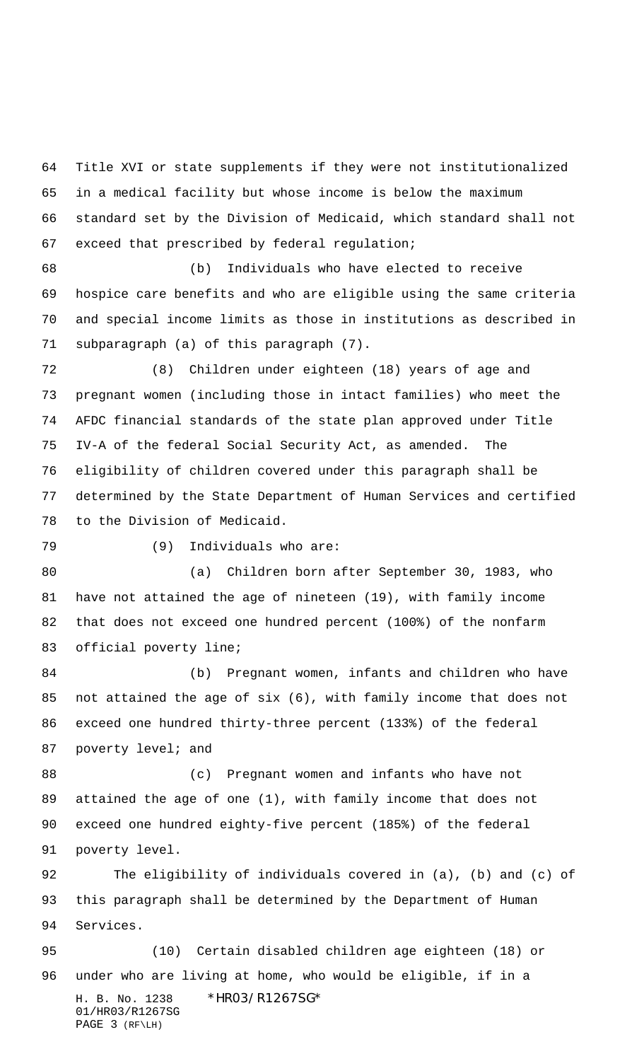Title XVI or state supplements if they were not institutionalized in a medical facility but whose income is below the maximum standard set by the Division of Medicaid, which standard shall not exceed that prescribed by federal regulation;

(b) Individuals who have elected to receive hospice care benefits and who are eligible using the same criteria and special income limits as those in institutions as described in subparagraph (a) of this paragraph (7).

(8) Children under eighteen (18) years of age and pregnant women (including those in intact families) who meet the AFDC financial standards of the state plan approved under Title IV-A of the federal Social Security Act, as amended. The eligibility of children covered under this paragraph shall be determined by the State Department of Human Services and certified to the Division of Medicaid.

(9) Individuals who are:

(a) Children born after September 30, 1983, who have not attained the age of nineteen (19), with family income that does not exceed one hundred percent (100%) of the nonfarm official poverty line;

(b) Pregnant women, infants and children who have not attained the age of six (6), with family income that does not exceed one hundred thirty-three percent (133%) of the federal poverty level; and

(c) Pregnant women and infants who have not attained the age of one (1), with family income that does not exceed one hundred eighty-five percent (185%) of the federal poverty level.

The eligibility of individuals covered in (a), (b) and (c) of this paragraph shall be determined by the Department of Human Services.

(10) Certain disabled children age eighteen (18) or under who are living at home, who would be eligible, if in a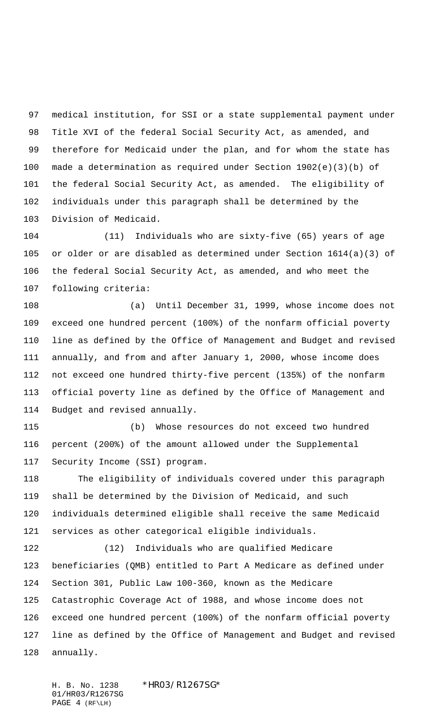medical institution, for SSI or a state supplemental payment under Title XVI of the federal Social Security Act, as amended, and therefore for Medicaid under the plan, and for whom the state has made a determination as required under Section 1902(e)(3)(b) of the federal Social Security Act, as amended. The eligibility of individuals under this paragraph shall be determined by the Division of Medicaid.

(11) Individuals who are sixty-five (65) years of age or older or are disabled as determined under Section 1614(a)(3) of the federal Social Security Act, as amended, and who meet the following criteria:

(a) Until December 31, 1999, whose income does not exceed one hundred percent (100%) of the nonfarm official poverty line as defined by the Office of Management and Budget and revised annually, and from and after January 1, 2000, whose income does not exceed one hundred thirty-five percent (135%) of the nonfarm official poverty line as defined by the Office of Management and Budget and revised annually.

(b) Whose resources do not exceed two hundred percent (200%) of the amount allowed under the Supplemental Security Income (SSI) program.

The eligibility of individuals covered under this paragraph shall be determined by the Division of Medicaid, and such individuals determined eligible shall receive the same Medicaid services as other categorical eligible individuals.

(12) Individuals who are qualified Medicare beneficiaries (QMB) entitled to Part A Medicare as defined under Section 301, Public Law 100-360, known as the Medicare Catastrophic Coverage Act of 1988, and whose income does not exceed one hundred percent (100%) of the nonfarm official poverty line as defined by the Office of Management and Budget and revised annually.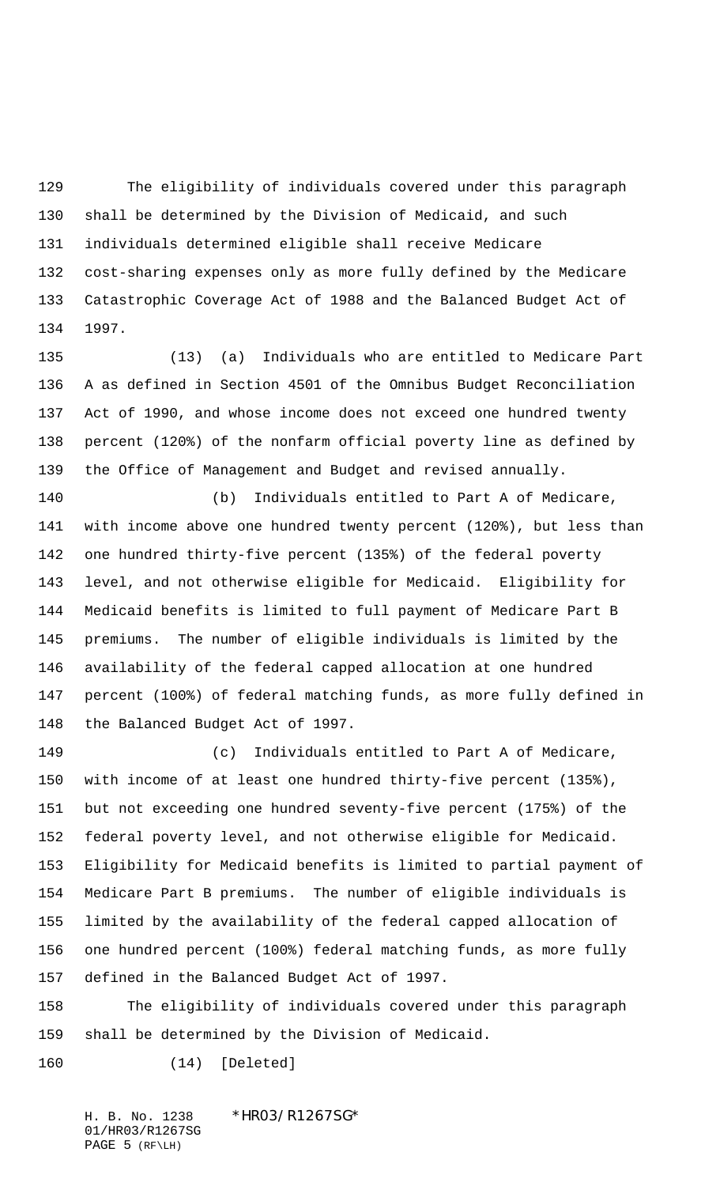The eligibility of individuals covered under this paragraph shall be determined by the Division of Medicaid, and such individuals determined eligible shall receive Medicare cost-sharing expenses only as more fully defined by the Medicare Catastrophic Coverage Act of 1988 and the Balanced Budget Act of 1997.

(13) (a) Individuals who are entitled to Medicare Part A as defined in Section 4501 of the Omnibus Budget Reconciliation Act of 1990, and whose income does not exceed one hundred twenty percent (120%) of the nonfarm official poverty line as defined by the Office of Management and Budget and revised annually.

(b) Individuals entitled to Part A of Medicare, with income above one hundred twenty percent (120%), but less than one hundred thirty-five percent (135%) of the federal poverty level, and not otherwise eligible for Medicaid. Eligibility for Medicaid benefits is limited to full payment of Medicare Part B premiums. The number of eligible individuals is limited by the availability of the federal capped allocation at one hundred percent (100%) of federal matching funds, as more fully defined in the Balanced Budget Act of 1997.

(c) Individuals entitled to Part A of Medicare, with income of at least one hundred thirty-five percent (135%), but not exceeding one hundred seventy-five percent (175%) of the federal poverty level, and not otherwise eligible for Medicaid. Eligibility for Medicaid benefits is limited to partial payment of Medicare Part B premiums. The number of eligible individuals is limited by the availability of the federal capped allocation of one hundred percent (100%) federal matching funds, as more fully defined in the Balanced Budget Act of 1997.

The eligibility of individuals covered under this paragraph shall be determined by the Division of Medicaid.

(14) [Deleted]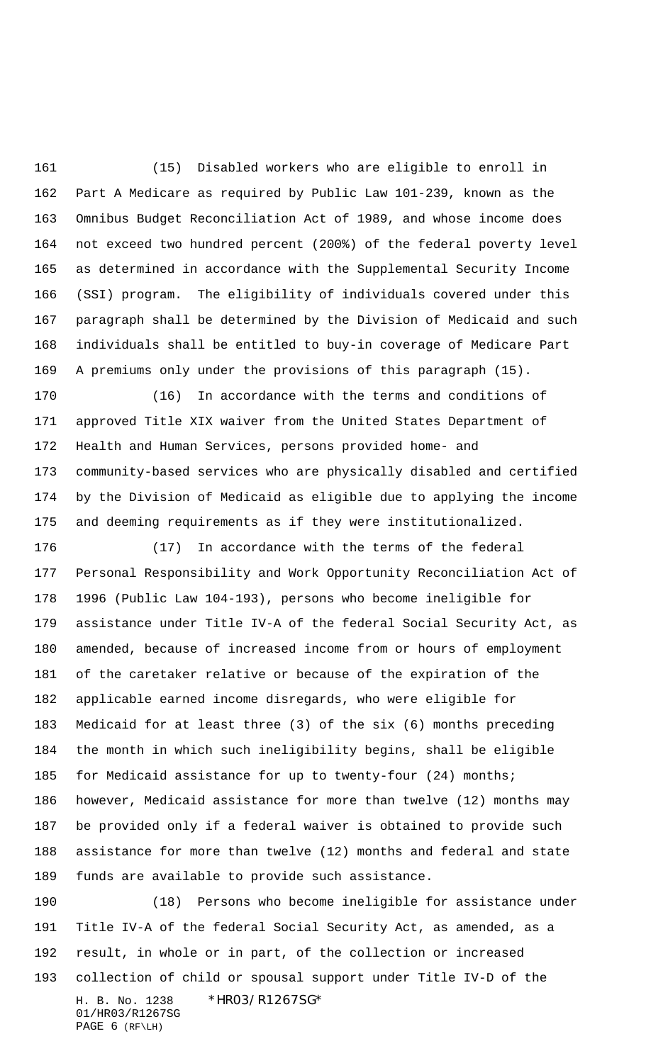(15) Disabled workers who are eligible to enroll in Part A Medicare as required by Public Law 101-239, known as the Omnibus Budget Reconciliation Act of 1989, and whose income does not exceed two hundred percent (200%) of the federal poverty level as determined in accordance with the Supplemental Security Income (SSI) program. The eligibility of individuals covered under this paragraph shall be determined by the Division of Medicaid and such individuals shall be entitled to buy-in coverage of Medicare Part A premiums only under the provisions of this paragraph (15).

(16) In accordance with the terms and conditions of approved Title XIX waiver from the United States Department of Health and Human Services, persons provided home- and community-based services who are physically disabled and certified by the Division of Medicaid as eligible due to applying the income and deeming requirements as if they were institutionalized.

(17) In accordance with the terms of the federal Personal Responsibility and Work Opportunity Reconciliation Act of 1996 (Public Law 104-193), persons who become ineligible for assistance under Title IV-A of the federal Social Security Act, as amended, because of increased income from or hours of employment of the caretaker relative or because of the expiration of the applicable earned income disregards, who were eligible for Medicaid for at least three (3) of the six (6) months preceding the month in which such ineligibility begins, shall be eligible for Medicaid assistance for up to twenty-four (24) months; however, Medicaid assistance for more than twelve (12) months may be provided only if a federal waiver is obtained to provide such assistance for more than twelve (12) months and federal and state funds are available to provide such assistance.

(18) Persons who become ineligible for assistance under Title IV-A of the federal Social Security Act, as amended, as a result, in whole or in part, of the collection or increased collection of child or spousal support under Title IV-D of the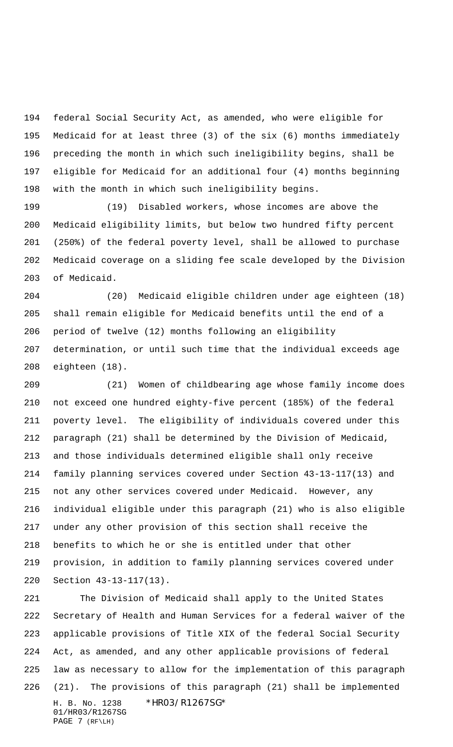federal Social Security Act, as amended, who were eligible for Medicaid for at least three (3) of the six (6) months immediately preceding the month in which such ineligibility begins, shall be eligible for Medicaid for an additional four (4) months beginning with the month in which such ineligibility begins.

(19) Disabled workers, whose incomes are above the Medicaid eligibility limits, but below two hundred fifty percent (250%) of the federal poverty level, shall be allowed to purchase Medicaid coverage on a sliding fee scale developed by the Division of Medicaid.

(20) Medicaid eligible children under age eighteen (18) shall remain eligible for Medicaid benefits until the end of a period of twelve (12) months following an eligibility determination, or until such time that the individual exceeds age eighteen (18).

(21) Women of childbearing age whose family income does not exceed one hundred eighty-five percent (185%) of the federal poverty level. The eligibility of individuals covered under this paragraph (21) shall be determined by the Division of Medicaid, and those individuals determined eligible shall only receive family planning services covered under Section 43-13-117(13) and not any other services covered under Medicaid. However, any individual eligible under this paragraph (21) who is also eligible under any other provision of this section shall receive the benefits to which he or she is entitled under that other provision, in addition to family planning services covered under Section 43-13-117(13).

The Division of Medicaid shall apply to the United States Secretary of Health and Human Services for a federal waiver of the applicable provisions of Title XIX of the federal Social Security Act, as amended, and any other applicable provisions of federal law as necessary to allow for the implementation of this paragraph (21). The provisions of this paragraph (21) shall be implemented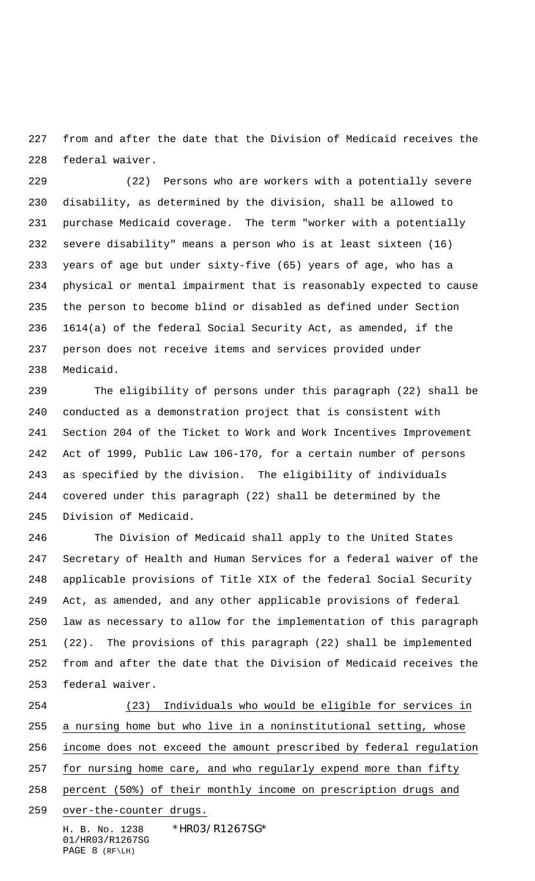from and after the date that the Division of Medicaid receives the federal waiver.

(22) Persons who are workers with a potentially severe disability, as determined by the division, shall be allowed to purchase Medicaid coverage. The term "worker with a potentially severe disability" means a person who is at least sixteen (16) years of age but under sixty-five (65) years of age, who has a physical or mental impairment that is reasonably expected to cause the person to become blind or disabled as defined under Section 1614(a) of the federal Social Security Act, as amended, if the person does not receive items and services provided under Medicaid.

The eligibility of persons under this paragraph (22) shall be conducted as a demonstration project that is consistent with Section 204 of the Ticket to Work and Work Incentives Improvement Act of 1999, Public Law 106-170, for a certain number of persons as specified by the division. The eligibility of individuals covered under this paragraph (22) shall be determined by the Division of Medicaid.

The Division of Medicaid shall apply to the United States Secretary of Health and Human Services for a federal waiver of the applicable provisions of Title XIX of the federal Social Security Act, as amended, and any other applicable provisions of federal law as necessary to allow for the implementation of this paragraph (22). The provisions of this paragraph (22) shall be implemented from and after the date that the Division of Medicaid receives the federal waiver.

<u>(23) Individuals who would be eligible for services in a nursing home but who live in a noninstitutional setting, whose income does not exceed the amount prescribed by federal regulation for nursing home care, and who regularly expend more than fifty percent (50%) of their monthly income on prescription drugs and over-the-counter drugs.</u>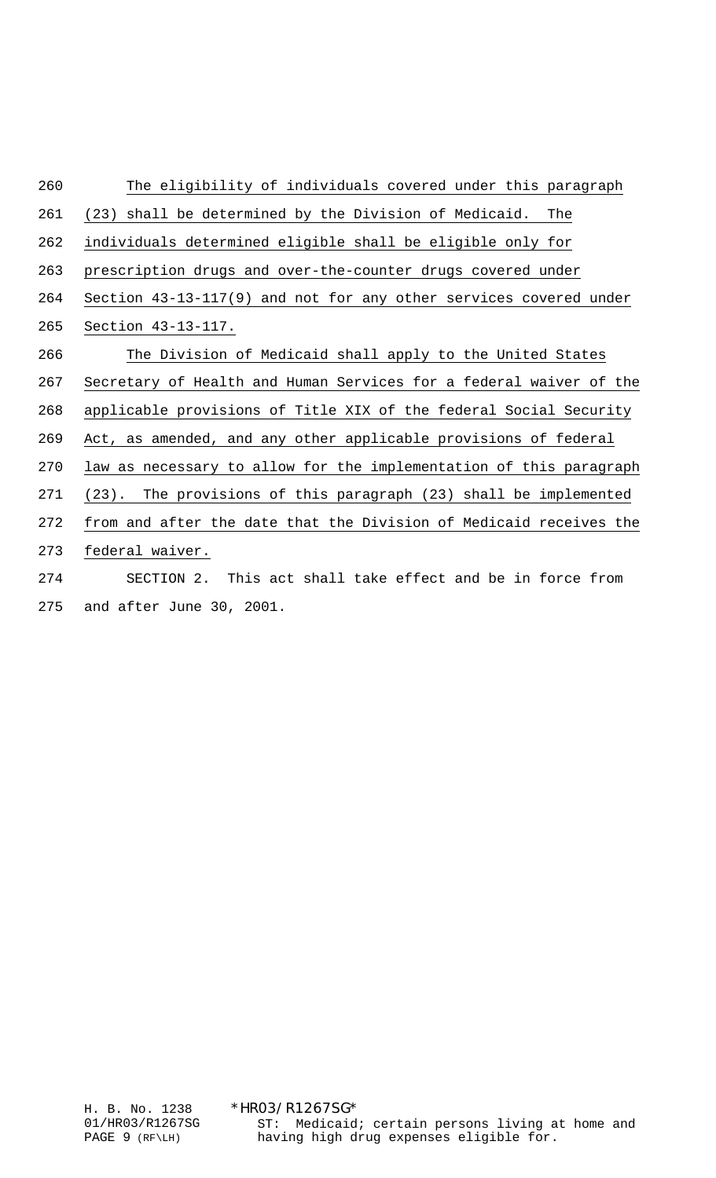The eligibility of individuals covered under this paragraph (23) shall be determined by the Division of Medicaid. The individuals determined eligible shall be eligible only for prescription drugs and over-the-counter drugs covered under Section 43-13-117(9) and not for any other services covered under Section 43-13-117.

The Division of Medicaid shall apply to the United States Secretary of Health and Human Services for a federal waiver of the applicable provisions of Title XIX of the federal Social Security Act, as amended, and any other applicable provisions of federal law as necessary to allow for the implementation of this paragraph (23). The provisions of this paragraph (23) shall be implemented from and after the date that the Division of Medicaid receives the federal waiver.

SECTION 2. This act shall take effect and be in force from and after June 30, 2001.